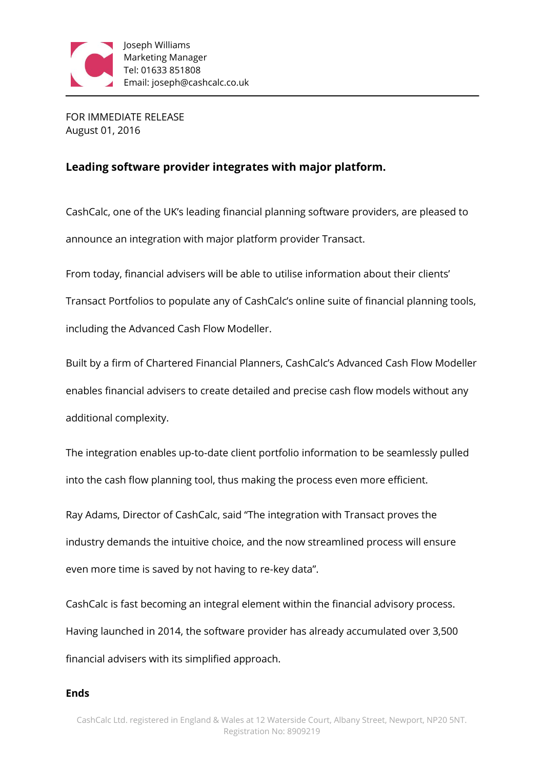Joseph Williams
Marketing Manager
Tel: 01633 851808
Email: joseph@cashcalc.co.uk

FOR IMMEDIATE RELEASE
August 01, 2016

**Leading software provider integrates with major platform.**

CashCalc, one of the UK's leading financial planning software providers, are pleased to announce an integration with major platform provider Transact.

From today, financial advisers will be able to utilise information about their clients' Transact Portfolios to populate any of CashCalc's online suite of financial planning tools, including the Advanced Cash Flow Modeller.

Built by a firm of Chartered Financial Planners, CashCalc's Advanced Cash Flow Modeller enables financial advisers to create detailed and precise cash flow models without any additional complexity.

The integration enables up-to-date client portfolio information to be seamlessly pulled into the cash flow planning tool, thus making the process even more efficient.

Ray Adams, Director of CashCalc, said "The integration with Transact proves the industry demands the intuitive choice, and the now streamlined process will ensure even more time is saved by not having to re-key data".

CashCalc is fast becoming an integral element within the financial advisory process. Having launched in 2014, the software provider has already accumulated over 3,500 financial advisers with its simplified approach.

**Ends**

CashCalc Ltd. registered in England & Wales at 12 Waterside Court, Albany Street, Newport, NP20 5NT. Registration No: 8909219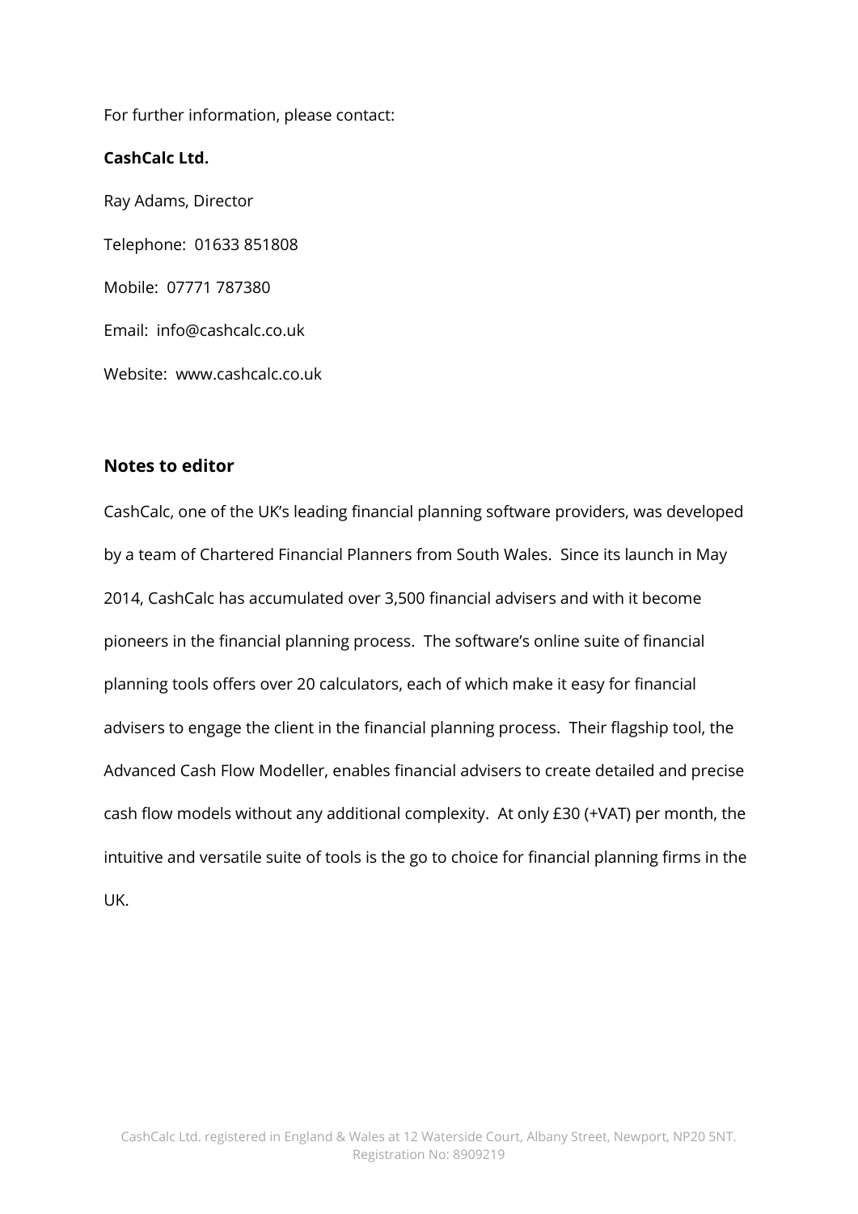For further information, please contact:

**CashCalc Ltd.**

Ray Adams, Director

Telephone: 01633 851808

Mobile: 07771 787380

Email: info@cashcalc.co.uk

Website: www.cashcalc.co.uk

## Notes to editor

CashCalc, one of the UK's leading financial planning software providers, was developed by a team of Chartered Financial Planners from South Wales. Since its launch in May 2014, CashCalc has accumulated over 3,500 financial advisers and with it become pioneers in the financial planning process. The software's online suite of financial planning tools offers over 20 calculators, each of which make it easy for financial advisers to engage the client in the financial planning process. Their flagship tool, the Advanced Cash Flow Modeller, enables financial advisers to create detailed and precise cash flow models without any additional complexity. At only £30 (+VAT) per month, the intuitive and versatile suite of tools is the go to choice for financial planning firms in the UK.

CashCalc Ltd. registered in England & Wales at 12 Waterside Court, Albany Street, Newport, NP20 5NT. Registration No: 8909219